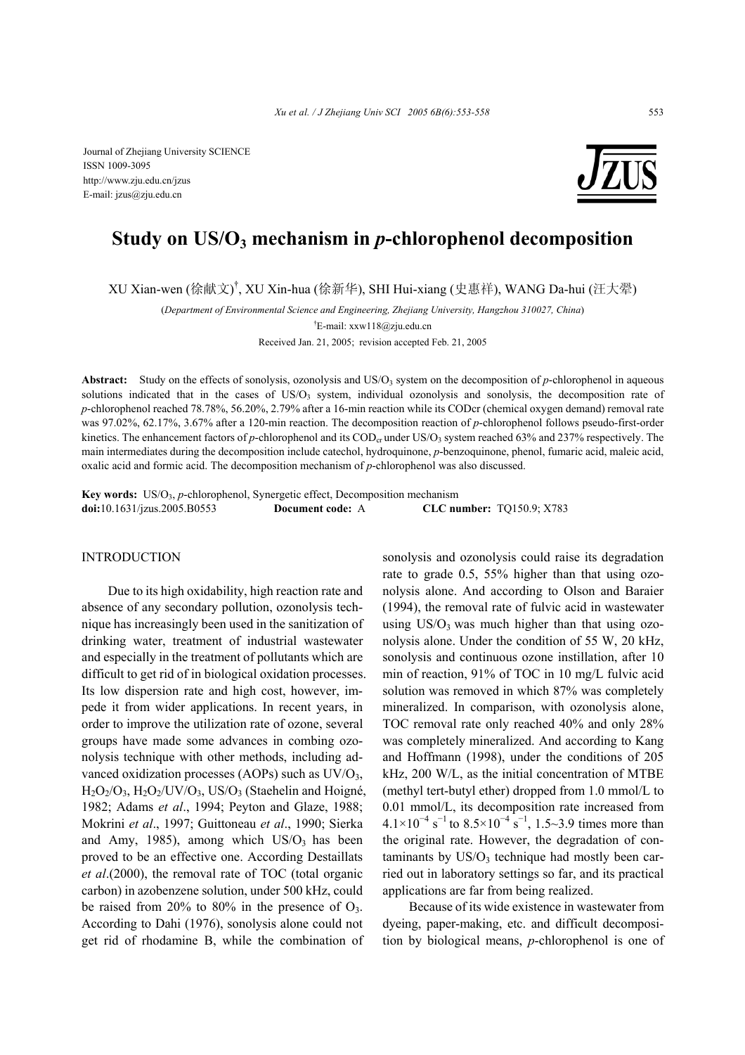Journal of Zhejiang University SCIENCE
ISSN 1009-3095
http://www.zju.edu.cn/jzus
E-mail: jzus@zju.edu.cn

# Study on US/$O_3$ mechanism in *p*-chlorophenol decomposition

XU Xian-wen (徐献文)[†], XU Xin-hua (徐新华), SHI Hui-xiang (史惠祥), WANG Da-hui (汪大翚)

(*Department of Environmental Science and Engineering, Zhejiang University, Hangzhou 310027, China*)

[†]E-mail: xxw118@zju.edu.cn

Received Jan. 21, 2005; revision accepted Feb. 21, 2005

**Abstract:** Study on the effects of sonolysis, ozonolysis and US/$O_3$ system on the decomposition of *p*-chlorophenol in aqueous solutions indicated that in the cases of US/$O_3$ system, individual ozonolysis and sonolysis, the decomposition rate of *p*-chlorophenol reached 78.78%, 56.20%, 2.79% after a 16-min reaction while its CODcr (chemical oxygen demand) removal rate was 97.02%, 62.17%, 3.67% after a 120-min reaction. The decomposition reaction of *p*-chlorophenol follows pseudo-first-order kinetics. The enhancement factors of *p*-chlorophenol and its $COD_{cr}$ under US/$O_3$ system reached 63% and 237% respectively. The main intermediates during the decomposition include catechol, hydroquinone, *p*-benzoquinone, phenol, fumaric acid, maleic acid, oxalic acid and formic acid. The decomposition mechanism of *p*-chlorophenol was also discussed.

**Key words:** US/$O_3$, *p*-chlorophenol, Synergetic effect, Decomposition mechanism

**doi:**10.1631/jzus.2005.B0553 **Document code:** A **CLC number:** TQ150.9; X783

## INTRODUCTION

Due to its high oxidability, high reaction rate and absence of any secondary pollution, ozonolysis technique has increasingly been used in the sanitization of drinking water, treatment of industrial wastewater and especially in the treatment of pollutants which are difficult to get rid of in biological oxidation processes. Its low dispersion rate and high cost, however, impede it from wider applications. In recent years, in order to improve the utilization rate of ozone, several groups have made some advances in combing ozonolysis technique with other methods, including advanced oxidization processes (AOPs) such as UV/$O_3$, $H_2O_2$/$O_3$, $H_2O_2$/UV/$O_3$, US/$O_3$ (Staehelin and Hoigné, 1982; Adams *et al*., 1994; Peyton and Glaze, 1988; Mokrini *et al*., 1997; Guittoneau *et al*., 1990; Sierka and Amy, 1985), among which US/$O_3$ has been proved to be an effective one. According Destaillats *et al*.(2000), the removal rate of TOC (total organic carbon) in azobenzene solution, under 500 kHz, could be raised from 20% to 80% in the presence of $O_3$. According to Dahi (1976), sonolysis alone could not get rid of rhodamine B, while the combination of sonolysis and ozonolysis could raise its degradation rate to grade 0.5, 55% higher than that using ozonolysis alone. And according to Olson and Baraier (1994), the removal rate of fulvic acid in wastewater using US/$O_3$ was much higher than that using ozonolysis alone. Under the condition of 55 W, 20 kHz, sonolysis and continuous ozone instillation, after 10 min of reaction, 91% of TOC in 10 mg/L fulvic acid solution was removed in which 87% was completely mineralized. In comparison, with ozonolysis alone, TOC removal rate only reached 40% and only 28% was completely mineralized. And according to Kang and Hoffmann (1998), under the conditions of 205 kHz, 200 W/L, as the initial concentration of MTBE (methyl tert-butyl ether) dropped from 1.0 mmol/L to 0.01 mmol/L, its decomposition rate increased from $4.1\times10^{-4}$ $s^{-1}$ to $8.5\times10^{-4}$ $s^{-1}$, 1.5~3.9 times more than the original rate. However, the degradation of contaminants by US/$O_3$ technique had mostly been carried out in laboratory settings so far, and its practical applications are far from being realized.

Because of its wide existence in wastewater from dyeing, paper-making, etc. and difficult decomposition by biological means, *p*-chlorophenol is one of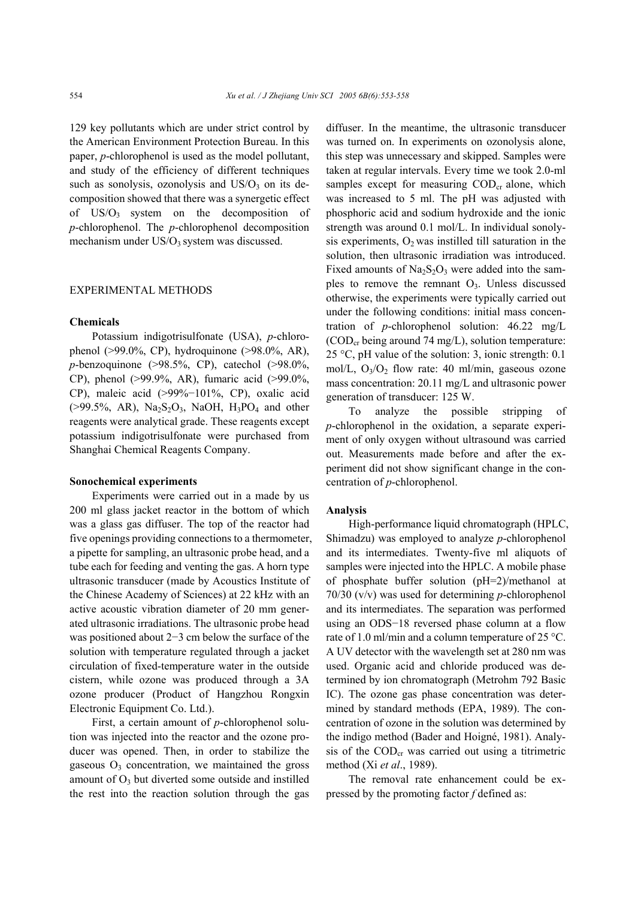129 key pollutants which are under strict control by the American Environment Protection Bureau. In this paper, *p*-chlorophenol is used as the model pollutant, and study of the efficiency of different techniques such as sonolysis, ozonolysis and US/$O_3$ on its decomposition showed that there was a synergetic effect of US/$O_3$ system on the decomposition of *p*-chlorophenol. The *p*-chlorophenol decomposition mechanism under US/$O_3$ system was discussed.

## EXPERIMENTAL METHODS

### Chemicals

Potassium indigotrisulfonate (USA), *p*-chlorophenol (>99.0%, CP), hydroquinone (>98.0%, AR), *p*-benzoquinone (>98.5%, CP), catechol (>98.0%, CP), phenol (>99.9%, AR), fumaric acid (>99.0%, CP), maleic acid (>99%−101%, CP), oxalic acid (>99.5%, AR), $Na_2S_2O_3$, NaOH, $H_3PO_4$ and other reagents were analytical grade. These reagents except potassium indigotrisulfonate were purchased from Shanghai Chemical Reagents Company.

### Sonochemical experiments

Experiments were carried out in a made by us 200 ml glass jacket reactor in the bottom of which was a glass gas diffuser. The top of the reactor had five openings providing connections to a thermometer, a pipette for sampling, an ultrasonic probe head, and a tube each for feeding and venting the gas. A horn type ultrasonic transducer (made by Acoustics Institute of the Chinese Academy of Sciences) at 22 kHz with an active acoustic vibration diameter of 20 mm generated ultrasonic irradiations. The ultrasonic probe head was positioned about 2−3 cm below the surface of the solution with temperature regulated through a jacket circulation of fixed-temperature water in the outside cistern, while ozone was produced through a 3A ozone producer (Product of Hangzhou Rongxin Electronic Equipment Co. Ltd.).

First, a certain amount of *p*-chlorophenol solution was injected into the reactor and the ozone producer was opened. Then, in order to stabilize the gaseous $O_3$ concentration, we maintained the gross amount of $O_3$ but diverted some outside and instilled the rest into the reaction solution through the gas diffuser. In the meantime, the ultrasonic transducer was turned on. In experiments on ozonolysis alone, this step was unnecessary and skipped. Samples were taken at regular intervals. Every time we took 2.0-ml samples except for measuring $COD_{cr}$ alone, which was increased to 5 ml. The pH was adjusted with phosphoric acid and sodium hydroxide and the ionic strength was around 0.1 mol/L. In individual sonolysis experiments, $O_2$ was instilled till saturation in the solution, then ultrasonic irradiation was introduced. Fixed amounts of $Na_2S_2O_3$ were added into the samples to remove the remnant $O_3$. Unless discussed otherwise, the experiments were typically carried out under the following conditions: initial mass concentration of *p*-chlorophenol solution: 46.22 mg/L ($COD_{cr}$ being around 74 mg/L), solution temperature: 25 °C, pH value of the solution: 3, ionic strength: 0.1 mol/L, $O_3/O_2$ flow rate: 40 ml/min, gaseous ozone mass concentration: 20.11 mg/L and ultrasonic power generation of transducer: 125 W.

To analyze the possible stripping of *p*-chlorophenol in the oxidation, a separate experiment of only oxygen without ultrasound was carried out. Measurements made before and after the experiment did not show significant change in the concentration of *p*-chlorophenol.

### Analysis

High-performance liquid chromatograph (HPLC, Shimadzu) was employed to analyze *p*-chlorophenol and its intermediates. Twenty-five ml aliquots of samples were injected into the HPLC. A mobile phase of phosphate buffer solution (pH=2)/methanol at 70/30 (v/v) was used for determining *p*-chlorophenol and its intermediates. The separation was performed using an ODS−18 reversed phase column at a flow rate of 1.0 ml/min and a column temperature of 25 °C. A UV detector with the wavelength set at 280 nm was used. Organic acid and chloride produced was determined by ion chromatograph (Metrohm 792 Basic IC). The ozone gas phase concentration was determined by standard methods (EPA, 1989). The concentration of ozone in the solution was determined by the indigo method (Bader and Hoigné, 1981). Analysis of the $COD_{cr}$ was carried out using a titrimetric method (Xi *et al*., 1989).

The removal rate enhancement could be expressed by the promoting factor *f* defined as: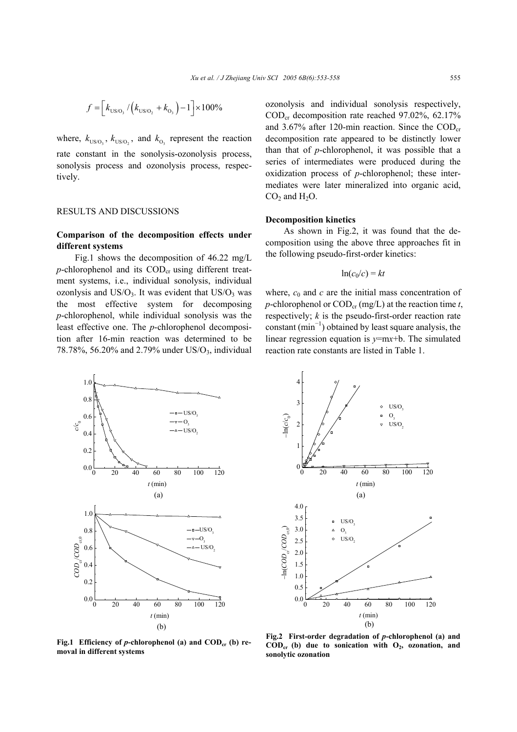$$f = \left[ k_{US/O_3} / \left( k_{US/O_2} + k_{O_3} \right) - 1 \right] \times 100\%$$

where, $k_{US/O_3}$, $k_{US/O_2}$, and $k_{O_3}$ represent the reaction rate constant in the sonolysis-ozonolysis process, sonolysis process and ozonolysis process, respectively.

## RESULTS AND DISCUSSIONS

### Comparison of the decomposition effects under different systems

Fig.1 shows the decomposition of 46.22 mg/L *p*-chlorophenol and its $COD_{cr}$ using different treatment systems, i.e., individual sonolysis, individual ozonlysis and $US/O_3$. It was evident that $US/O_3$ was the most effective system for decomposing *p*-chlorophenol, while individual sonolysis was the least effective one. The *p*-chlorophenol decomposition after 16-min reaction was determined to be 78.78%, 56.20% and 2.79% under $US/O_3$, individual ozonolysis and individual sonolysis respectively, $COD_{cr}$ decomposition rate reached 97.02%, 62.17% and 3.67% after 120-min reaction. Since the $COD_{cr}$ decomposition rate appeared to be distinctly lower than that of *p*-chlorophenol, it was possible that a series of intermediates were produced during the oxidization process of *p*-chlorophenol; these intermediates were later mineralized into organic acid, $CO_2$ and $H_2O$.

### Decomposition kinetics

As shown in Fig.2, it was found that the decomposition using the above three approaches fit in the following pseudo-first-order kinetics:

$$\ln(c_0/c) = kt$$

where, $c_0$ and $c$ are the initial mass concentration of *p*-chlorophenol or $COD_{cr}$ (mg/L) at the reaction time $t$, respectively; $k$ is the pseudo-first-order reaction rate constant ($min^{-1}$) obtained by least square analysis, the linear regression equation is $y=mx+b$. The simulated reaction rate constants are listed in Table 1.

**Fig.1 Efficiency of *p*-chlorophenol (a) and $COD_{cr}$ (b) removal in different systems**

**Fig.2 First-order degradation of *p*-chlorophenol (a) and $COD_{cr}$ (b) due to sonication with $O_2$, ozonation, and sonolytic ozonation**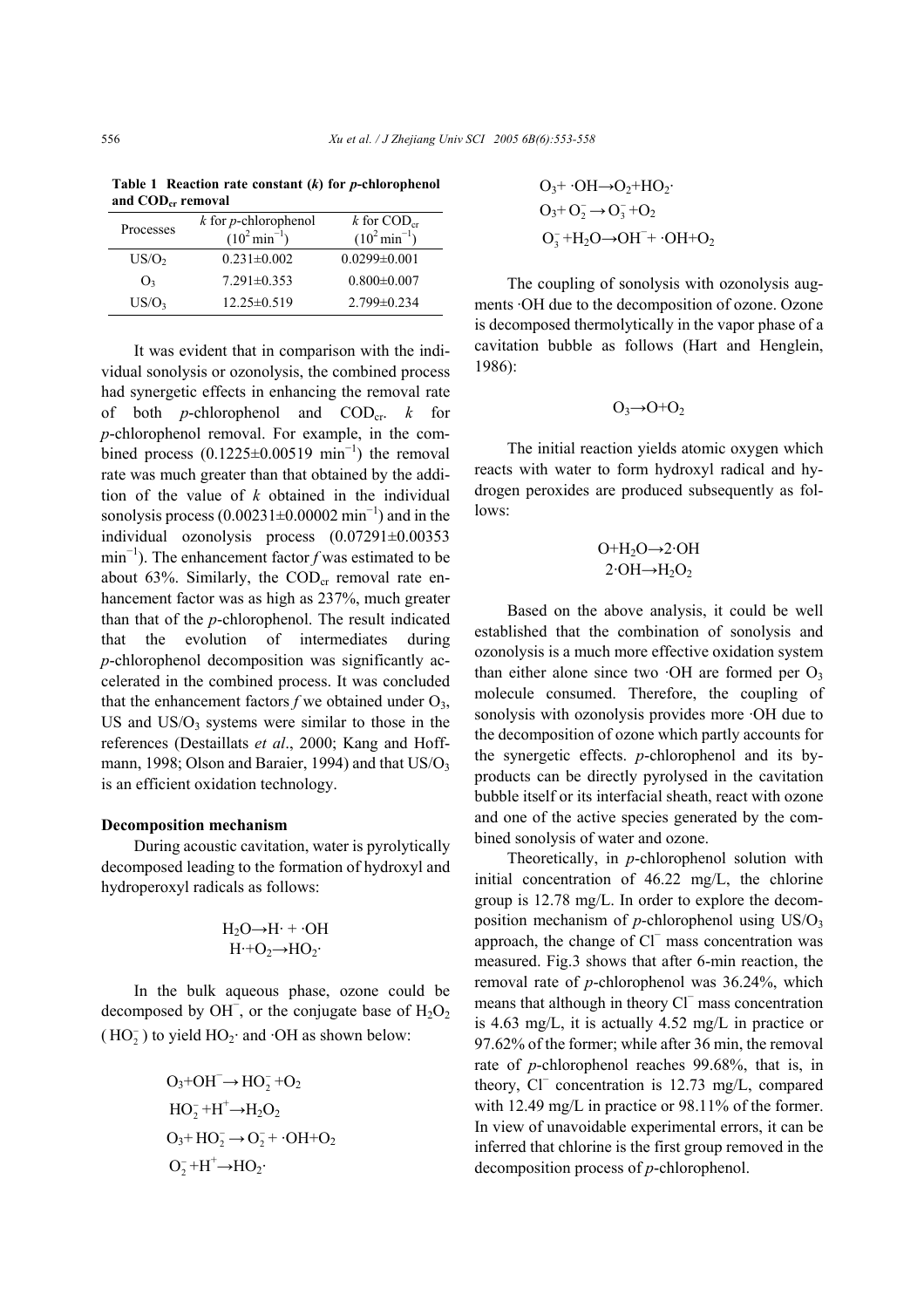**Table 1 Reaction rate constant (*k*) for *p*-chlorophenol and $COD_{cr}$ removal**

| Processes | *k* for *p*-chlorophenol ($10^2\,min^{-1}$) | *k* for $COD_{cr}$ ($10^2\,min^{-1}$) |
|---|---|---|
| $US/O_2$ | 0.231±0.002 | 0.0299±0.001 |
| $O_3$ | 7.291±0.353 | 0.800±0.007 |
| $US/O_3$ | 12.25±0.519 | 2.799±0.234 |

It was evident that in comparison with the individual sonolysis or ozonolysis, the combined process had synergetic effects in enhancing the removal rate of both *p*-chlorophenol and $COD_{cr}$. *k* for *p*-chlorophenol removal. For example, in the combined process (0.1225±0.00519 $min^{-1}$) the removal rate was much greater than that obtained by the addition of the value of *k* obtained in the individual sonolysis process (0.00231±0.00002 $min^{-1}$) and in the individual ozonolysis process (0.07291±0.00353 $min^{-1}$). The enhancement factor *f* was estimated to be about 63%. Similarly, the $COD_{cr}$ removal rate enhancement factor was as high as 237%, much greater than that of the *p*-chlorophenol. The result indicated that the evolution of intermediates during *p*-chlorophenol decomposition was significantly accelerated in the combined process. It was concluded that the enhancement factors *f* we obtained under $O_3$, US and $US/O_3$ systems were similar to those in the references (Destaillats *et al*., 2000; Kang and Hoffmann, 1998; Olson and Baraier, 1994) and that $US/O_3$ is an efficient oxidation technology.

### Decomposition mechanism

During acoustic cavitation, water is pyrolytically decomposed leading to the formation of hydroxyl and hydroperoxyl radicals as follows:

$$H_2O \rightarrow H\cdot + \cdot OH$$
$$H\cdot + O_2 \rightarrow HO_2\cdot$$

In the bulk aqueous phase, ozone could be decomposed by $OH^-$, or the conjugate base of $H_2O_2$ ($HO_2^-$) to yield $HO_2\cdot$ and $\cdot OH$ as shown below:

$$O_3 + OH^- \rightarrow HO_2^- + O_2$$
$$HO_2^- + H^+ \rightarrow H_2O_2$$
$$O_3 + HO_2^- \rightarrow O_2^- + \cdot OH + O_2$$
$$O_2^- + H^+ \rightarrow HO_2\cdot$$
$$O_3 + \cdot OH \rightarrow O_2 + HO_2\cdot$$
$$O_3 + O_2^- \rightarrow O_3^- + O_2$$
$$O_3^- + H_2O \rightarrow OH^- + \cdot OH + O_2$$

The coupling of sonolysis with ozonolysis augments ·OH due to the decomposition of ozone. Ozone is decomposed thermolytically in the vapor phase of a cavitation bubble as follows (Hart and Henglein, 1986):

$$O_3 \rightarrow O + O_2$$

The initial reaction yields atomic oxygen which reacts with water to form hydroxyl radical and hydrogen peroxides are produced subsequently as follows:

$$O + H_2O \rightarrow 2\cdot OH$$
$$2\cdot OH \rightarrow H_2O_2$$

Based on the above analysis, it could be well established that the combination of sonolysis and ozonolysis is a much more effective oxidation system than either alone since two ·OH are formed per $O_3$ molecule consumed. Therefore, the coupling of sonolysis with ozonolysis provides more ·OH due to the decomposition of ozone which partly accounts for the synergetic effects. *p*-chlorophenol and its by-products can be directly pyrolysed in the cavitation bubble itself or its interfacial sheath, react with ozone and one of the active species generated by the combined sonolysis of water and ozone.

Theoretically, in *p*-chlorophenol solution with initial concentration of 46.22 mg/L, the chlorine group is 12.78 mg/L. In order to explore the decomposition mechanism of *p*-chlorophenol using $US/O_3$ approach, the change of $Cl^-$ mass concentration was measured. Fig.3 shows that after 6-min reaction, the removal rate of *p*-chlorophenol was 36.24%, which means that although in theory $Cl^-$ mass concentration is 4.63 mg/L, it is actually 4.52 mg/L in practice or 97.62% of the former; while after 36 min, the removal rate of *p*-chlorophenol reaches 99.68%, that is, in theory, $Cl^-$ concentration is 12.73 mg/L, compared with 12.49 mg/L in practice or 98.11% of the former. In view of unavoidable experimental errors, it can be inferred that chlorine is the first group removed in the decomposition process of *p*-chlorophenol.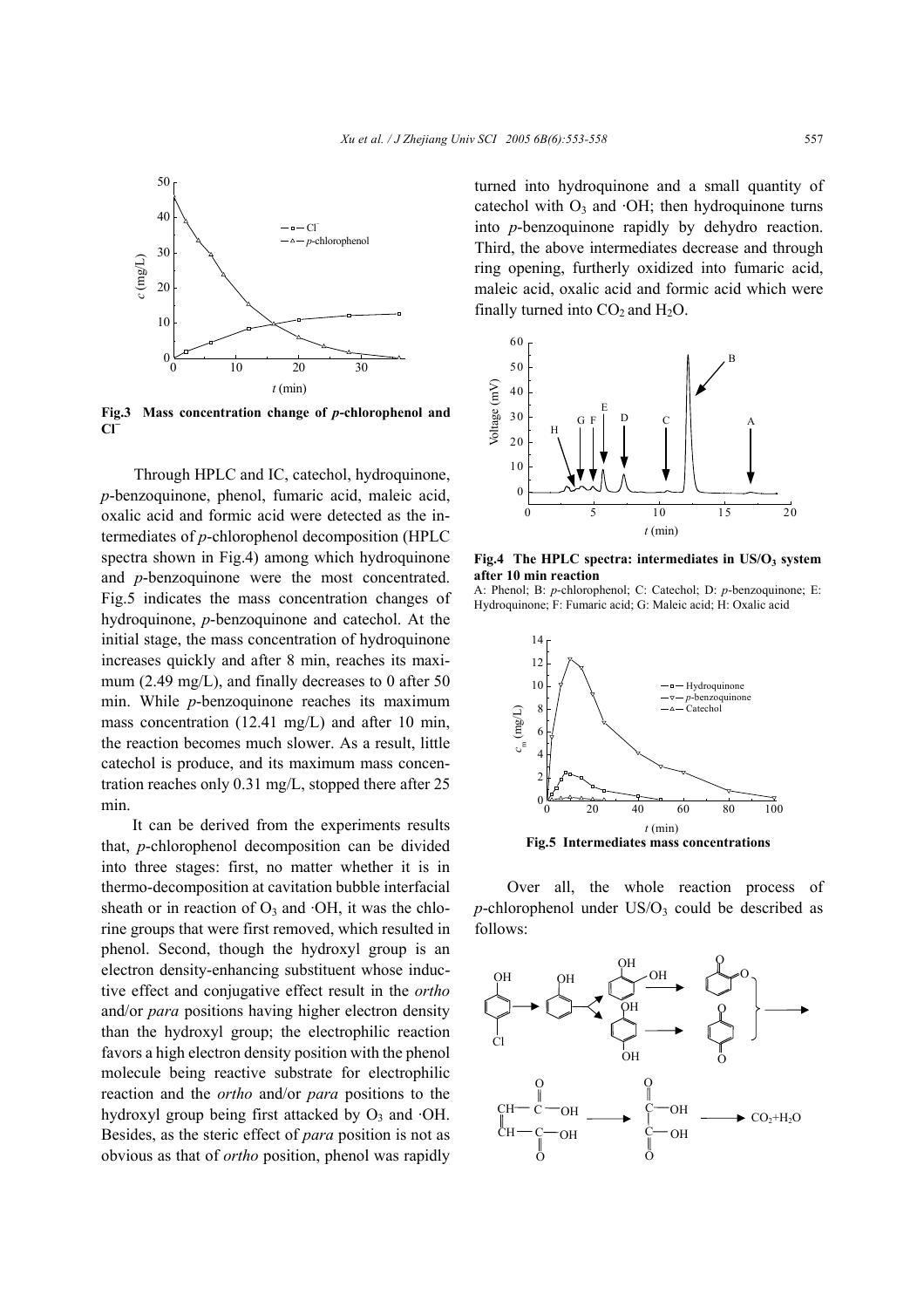Fig.3 **Mass concentration change of *p*-chlorophenol and $Cl^-$**

Through HPLC and IC, catechol, hydroquinone, *p*-benzoquinone, phenol, fumaric acid, maleic acid, oxalic acid and formic acid were detected as the intermediates of *p*-chlorophenol decomposition (HPLC spectra shown in Fig.4) among which hydroquinone and *p*-benzoquinone were the most concentrated. Fig.5 indicates the mass concentration changes of hydroquinone, *p*-benzoquinone and catechol. At the initial stage, the mass concentration of hydroquinone increases quickly and after 8 min, reaches its maximum (2.49 mg/L), and finally decreases to 0 after 50 min. While *p*-benzoquinone reaches its maximum mass concentration (12.41 mg/L) and after 10 min, the reaction becomes much slower. As a result, little catechol is produce, and its maximum mass concentration reaches only 0.31 mg/L, stopped there after 25 min.

It can be derived from the experiments results that, *p*-chlorophenol decomposition can be divided into three stages: first, no matter whether it is in thermo-decomposition at cavitation bubble interfacial sheath or in reaction of $O_3$ and ·OH, it was the chlorine groups that were first removed, which resulted in phenol. Second, though the hydroxyl group is an electron density-enhancing substituent whose inductive effect and conjugative effect result in the *ortho* and/or *para* positions having higher electron density than the hydroxyl group; the electrophilic reaction favors a high electron density position with the phenol molecule being reactive substrate for electrophilic reaction and the *ortho* and/or *para* positions to the hydroxyl group being first attacked by $O_3$ and ·OH. Besides, as the steric effect of *para* position is not as obvious as that of *ortho* position, phenol was rapidly turned into hydroquinone and a small quantity of catechol with $O_3$ and ·OH; then hydroquinone turns into *p*-benzoquinone rapidly by dehydro reaction. Third, the above intermediates decrease and through ring opening, furtherly oxidized into fumaric acid, maleic acid, oxalic acid and formic acid which were finally turned into $CO_2$ and $H_2O$.

**Fig.4 The HPLC spectra: intermediates in US/$O_3$ system after 10 min reaction**

A: Phenol; B: *p*-chlorophenol; C: Catechol; D: *p*-benzoquinone; E: Hydroquinone; F: Fumaric acid; G: Maleic acid; H: Oxalic acid

**Fig.5 Intermediates mass concentrations**

Over all, the whole reaction process of *p*-chlorophenol under US/$O_3$ could be described as follows: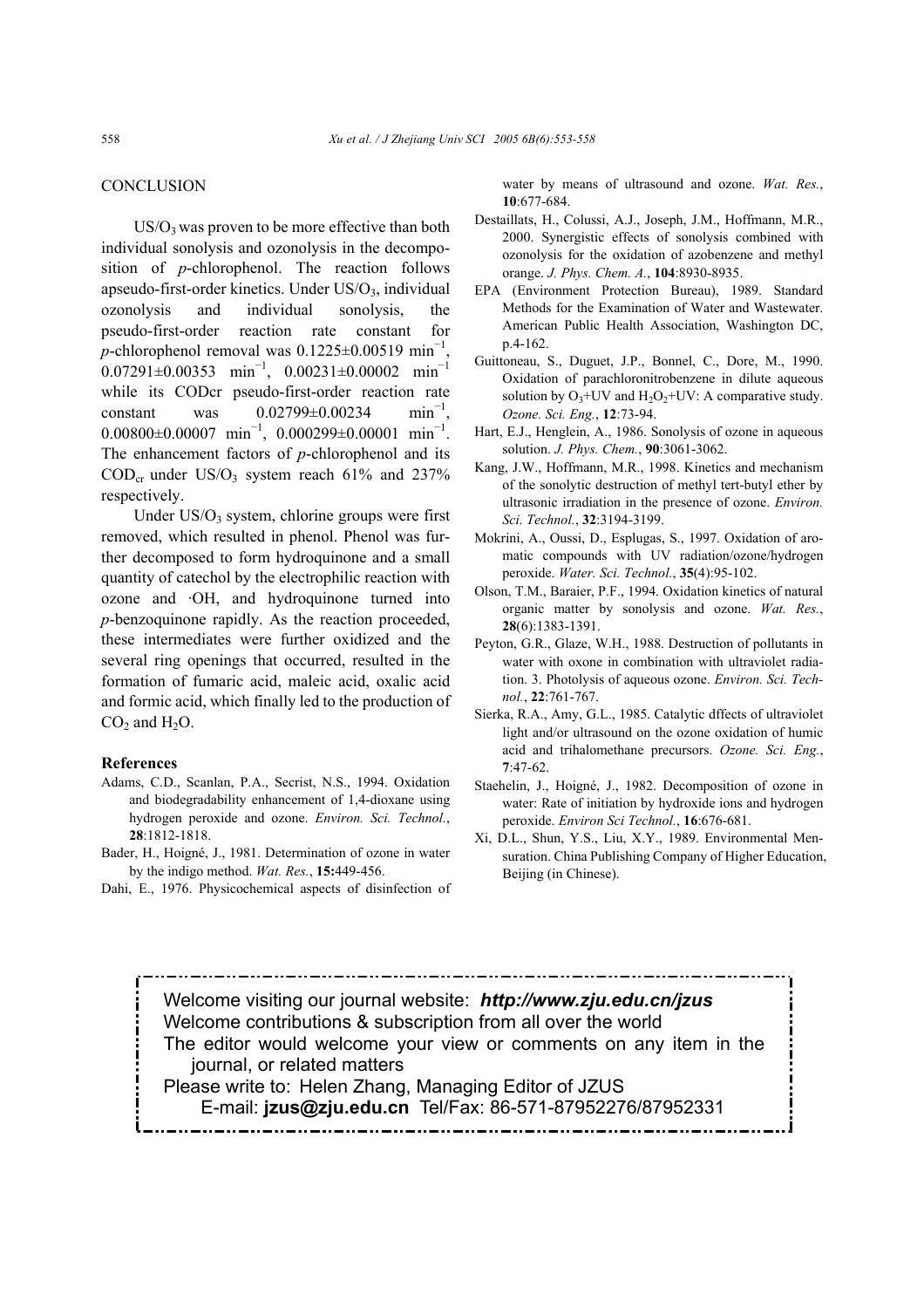## CONCLUSION

$US/O_3$ was proven to be more effective than both individual sonolysis and ozonolysis in the decomposition of *p*-chlorophenol. The reaction follows apseudo-first-order kinetics. Under $US/O_3$, individual ozonolysis and individual sonolysis, the pseudo-first-order reaction rate constant for *p*-chlorophenol removal was $0.1225\pm0.00519$ $min^{-1}$, $0.07291\pm0.00353$ $min^{-1}$, $0.00231\pm0.00002$ $min^{-1}$ while its CODcr pseudo-first-order reaction rate constant was $0.02799\pm0.00234$ $min^{-1}$, $0.00800\pm0.00007$ $min^{-1}$, $0.000299\pm0.00001$ $min^{-1}$. The enhancement factors of *p*-chlorophenol and its $COD_{cr}$ under $US/O_3$ system reach 61% and 237% respectively.

Under $US/O_3$ system, chlorine groups were first removed, which resulted in phenol. Phenol was further decomposed to form hydroquinone and a small quantity of catechol by the electrophilic reaction with ozone and ·OH, and hydroquinone turned into *p*-benzoquinone rapidly. As the reaction proceeded, these intermediates were further oxidized and the several ring openings that occurred, resulted in the formation of fumaric acid, maleic acid, oxalic acid and formic acid, which finally led to the production of $CO_2$ and $H_2O$.

### References

Adams, C.D., Scanlan, P.A., Secrist, N.S., 1994. Oxidation and biodegradability enhancement of 1,4-dioxane using hydrogen peroxide and ozone. *Environ. Sci. Technol.*, **28**:1812-1818.

Bader, H., Hoigné, J., 1981. Determination of ozone in water by the indigo method. *Wat. Res.*, **15:**449-456.

Dahi, E., 1976. Physicochemical aspects of disinfection of water by means of ultrasound and ozone. *Wat. Res.*, **10**:677-684.

Destaillats, H., Colussi, A.J., Joseph, J.M., Hoffmann, M.R., 2000. Synergistic effects of sonolysis combined with ozonolysis for the oxidation of azobenzene and methyl orange. *J. Phys. Chem. A.*, **104**:8930-8935.

EPA (Environment Protection Bureau), 1989. Standard Methods for the Examination of Water and Wastewater. American Public Health Association, Washington DC, p.4-162.

Guittoneau, S., Duguet, J.P., Bonnel, C., Dore, M., 1990. Oxidation of parachloronitrobenzene in dilute aqueous solution by $O_3$+UV and $H_2O_2$+UV: A comparative study. *Ozone. Sci. Eng.*, **12**:73-94.

Hart, E.J., Henglein, A., 1986. Sonolysis of ozone in aqueous solution. *J. Phys. Chem.*, **90**:3061-3062.

Kang, J.W., Hoffmann, M.R., 1998. Kinetics and mechanism of the sonolytic destruction of methyl tert-butyl ether by ultrasonic irradiation in the presence of ozone. *Environ. Sci. Technol.*, **32**:3194-3199.

Mokrini, A., Oussi, D., Esplugas, S., 1997. Oxidation of aromatic compounds with UV radiation/ozone/hydrogen peroxide. *Water. Sci. Technol.*, **35**(4):95-102.

Olson, T.M., Baraier, P.F., 1994. Oxidation kinetics of natural organic matter by sonolysis and ozone. *Wat. Res.*, **28**(6):1383-1391.

Peyton, G.R., Glaze, W.H., 1988. Destruction of pollutants in water with oxone in combination with ultraviolet radiation. 3. Photolysis of aqueous ozone. *Environ. Sci. Technol.*, **22**:761-767.

Sierka, R.A., Amy, G.L., 1985. Catalytic dffects of ultraviolet light and/or ultrasound on the ozone oxidation of humic acid and trihalomethane precursors. *Ozone. Sci. Eng.*, **7**:47-62.

Staehelin, J., Hoigné, J., 1982. Decomposition of ozone in water: Rate of initiation by hydroxide ions and hydrogen peroxide. *Environ Sci Technol.*, **16**:676-681.

Xi, D.L., Shun, Y.S., Liu, X.Y., 1989. Environmental Mensuration. China Publishing Company of Higher Education, Beijing (in Chinese).

Welcome visiting our journal website: ***http://www.zju.edu.cn/jzus***
Welcome contributions & subscription from all over the world
The editor would welcome your view or comments on any item in the journal, or related matters
Please write to: Helen Zhang, Managing Editor of JZUS
E-mail: **jzus@zju.edu.cn** Tel/Fax: 86-571-87952276/87952331